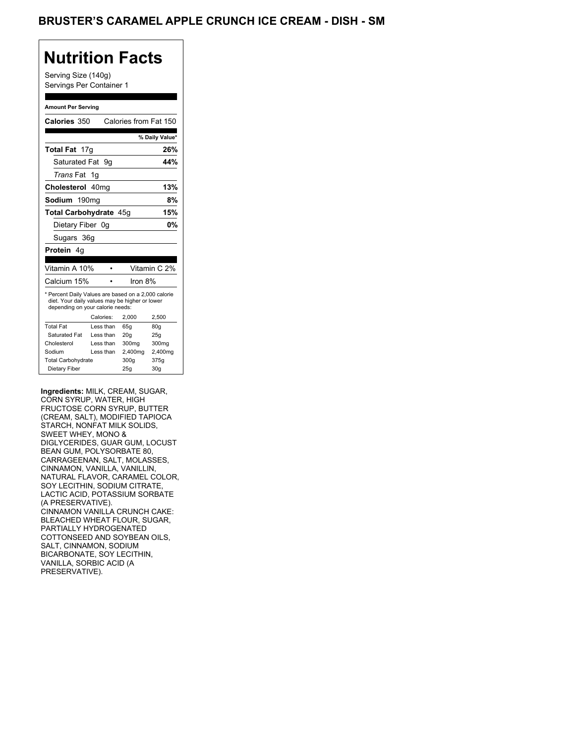# BRUSTER'S CARAMEL APPLE CRUNCH ICE CREAM - DISH - SM

## Nutrition Facts

Serving Size (140g)
Servings Per Container 1

**Amount Per Serving**

| | |
|---|---|
| **Calories** 350 | Calories from Fat 150 |
| | **% Daily Value*** |
| **Total Fat** 17g | **26%** |
| Saturated Fat 9g | **44%** |
| *Trans* Fat 1g | |
| **Cholesterol** 40mg | **13%** |
| **Sodium** 190mg | **8%** |
| **Total Carbohydrate** 45g | **15%** |
| Dietary Fiber 0g | **0%** |
| Sugars 36g | |
| **Protein** 4g | |

| | |
|---|---|
| Vitamin A 10% | Vitamin C 2% |
| Calcium 15% | Iron 8% |

* Percent Daily Values are based on a 2,000 calorie diet. Your daily values may be higher or lower depending on your calorie needs:

| | Calories: | 2,000 | 2,500 |
|---|---|---|---|
| Total Fat | Less than | 65g | 80g |
| Saturated Fat | Less than | 20g | 25g |
| Cholesterol | Less than | 300mg | 300mg |
| Sodium | Less than | 2,400mg | 2,400mg |
| Total Carbohydrate | | 300g | 375g |
| Dietary Fiber | | 25g | 30g |

**Ingredients:** MILK, CREAM, SUGAR, CORN SYRUP, WATER, HIGH FRUCTOSE CORN SYRUP, BUTTER (CREAM, SALT), MODIFIED TAPIOCA STARCH, NONFAT MILK SOLIDS, SWEET WHEY, MONO & DIGLYCERIDES, GUAR GUM, LOCUST BEAN GUM, POLYSORBATE 80, CARRAGEENAN, SALT, MOLASSES, CINNAMON, VANILLA, VANILLIN, NATURAL FLAVOR, CARAMEL COLOR, SOY LECITHIN, SODIUM CITRATE, LACTIC ACID, POTASSIUM SORBATE (A PRESERVATIVE).
CINNAMON VANILLA CRUNCH CAKE: BLEACHED WHEAT FLOUR, SUGAR, PARTIALLY HYDROGENATED COTTONSEED AND SOYBEAN OILS, SALT, CINNAMON, SODIUM BICARBONATE, SOY LECITHIN, VANILLA, SORBIC ACID (A PRESERVATIVE).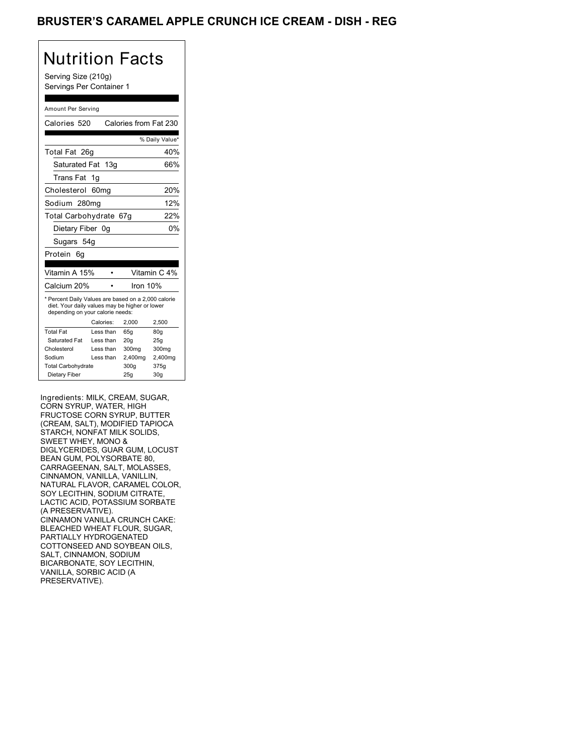# BRUSTER'S CARAMEL APPLE CRUNCH ICE CREAM - DISH - REG

## Nutrition Facts

Serving Size (210g)
Servings Per Container 1

Amount Per Serving

| Calories 520 | Calories from Fat 230 |
|---|---|
| | % Daily Value* |
| Total Fat 26g | 40% |
| Saturated Fat 13g | 66% |
| Trans Fat 1g | |
| Cholesterol 60mg | 20% |
| Sodium 280mg | 12% |
| Total Carbohydrate 67g | 22% |
| Dietary Fiber 0g | 0% |
| Sugars 54g | |
| Protein 6g | |

| Vitamin A 15% | • | Vitamin C 4% |
|---|---|---|
| Calcium 20% | • | Iron 10% |

* Percent Daily Values are based on a 2,000 calorie diet. Your daily values may be higher or lower depending on your calorie needs:

| | Calories: | 2,000 | 2,500 |
|---|---|---|---|
| Total Fat | Less than | 65g | 80g |
| Saturated Fat | Less than | 20g | 25g |
| Cholesterol | Less than | 300mg | 300mg |
| Sodium | Less than | 2,400mg | 2,400mg |
| Total Carbohydrate | | 300g | 375g |
| Dietary Fiber | | 25g | 30g |

Ingredients: MILK, CREAM, SUGAR, CORN SYRUP, WATER, HIGH FRUCTOSE CORN SYRUP, BUTTER (CREAM, SALT), MODIFIED TAPIOCA STARCH, NONFAT MILK SOLIDS, SWEET WHEY, MONO & DIGLYCERIDES, GUAR GUM, LOCUST BEAN GUM, POLYSORBATE 80, CARRAGEENAN, SALT, MOLASSES, CINNAMON, VANILLA, VANILLIN, NATURAL FLAVOR, CARAMEL COLOR, SOY LECITHIN, SODIUM CITRATE, LACTIC ACID, POTASSIUM SORBATE (A PRESERVATIVE).
CINNAMON VANILLA CRUNCH CAKE: BLEACHED WHEAT FLOUR, SUGAR, PARTIALLY HYDROGENATED COTTONSEED AND SOYBEAN OILS, SALT, CINNAMON, SODIUM BICARBONATE, SOY LECITHIN, VANILLA, SORBIC ACID (A PRESERVATIVE).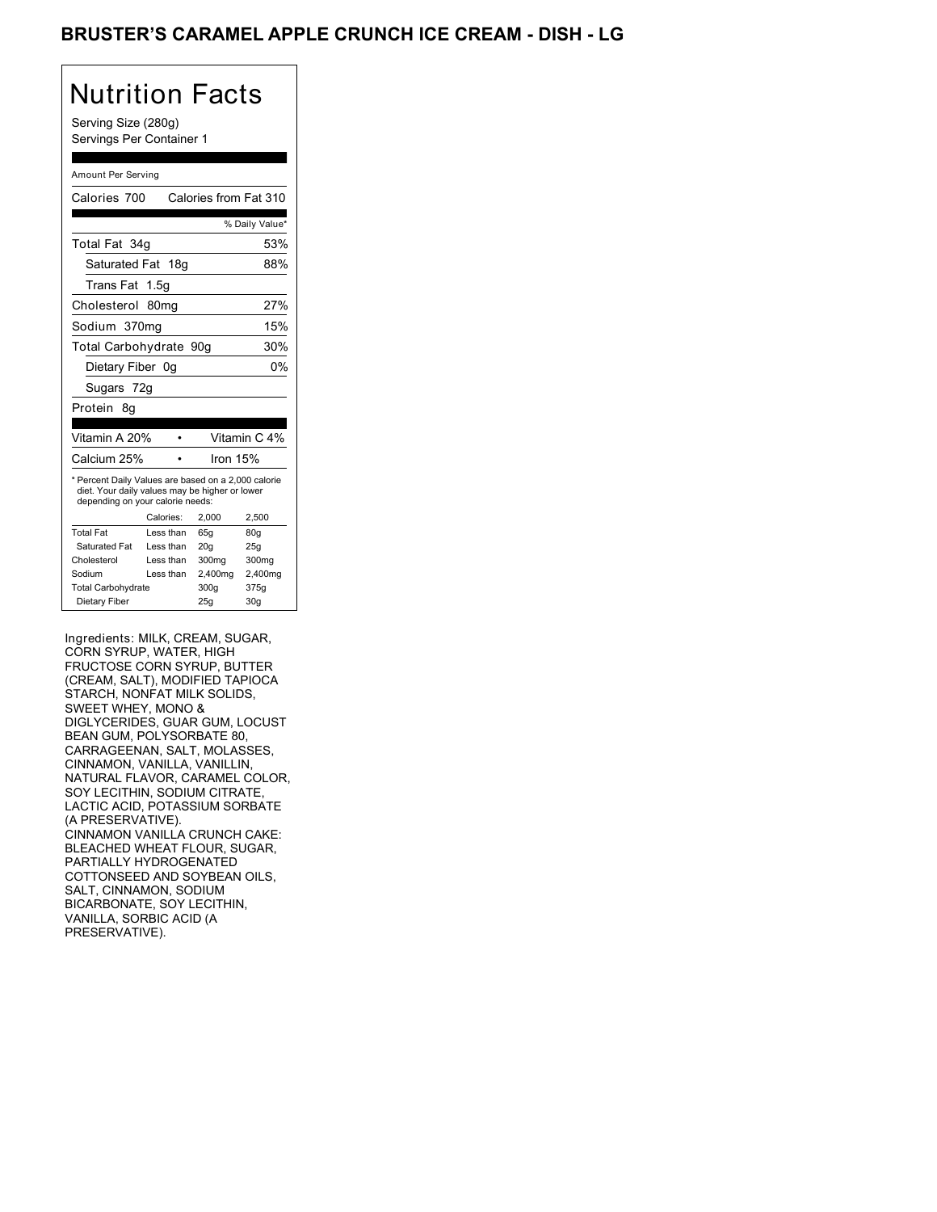# BRUSTER'S CARAMEL APPLE CRUNCH ICE CREAM - DISH - LG

## Nutrition Facts

Serving Size (280g)
Servings Per Container 1

Amount Per Serving

| Calories 700 | Calories from Fat 310 |
|---|---|
| | % Daily Value* |
| Total Fat 34g | 53% |
| Saturated Fat 18g | 88% |
| Trans Fat 1.5g | |
| Cholesterol 80mg | 27% |
| Sodium 370mg | 15% |
| Total Carbohydrate 90g | 30% |
| Dietary Fiber 0g | 0% |
| Sugars 72g | |
| Protein 8g | |

| Vitamin A 20% | • | Vitamin C 4% |
|---|---|---|
| Calcium 25% | • | Iron 15% |

* Percent Daily Values are based on a 2,000 calorie diet. Your daily values may be higher or lower depending on your calorie needs:

| | Calories: | 2,000 | 2,500 |
|---|---|---|---|
| Total Fat | Less than | 65g | 80g |
| Saturated Fat | Less than | 20g | 25g |
| Cholesterol | Less than | 300mg | 300mg |
| Sodium | Less than | 2,400mg | 2,400mg |
| Total Carbohydrate | | 300g | 375g |
| Dietary Fiber | | 25g | 30g |

Ingredients: MILK, CREAM, SUGAR, CORN SYRUP, WATER, HIGH FRUCTOSE CORN SYRUP, BUTTER (CREAM, SALT), MODIFIED TAPIOCA STARCH, NONFAT MILK SOLIDS, SWEET WHEY, MONO & DIGLYCERIDES, GUAR GUM, LOCUST BEAN GUM, POLYSORBATE 80, CARRAGEENAN, SALT, MOLASSES, CINNAMON, VANILLA, VANILLIN, NATURAL FLAVOR, CARAMEL COLOR, SOY LECITHIN, SODIUM CITRATE, LACTIC ACID, POTASSIUM SORBATE (A PRESERVATIVE).
CINNAMON VANILLA CRUNCH CAKE: BLEACHED WHEAT FLOUR, SUGAR, PARTIALLY HYDROGENATED COTTONSEED AND SOYBEAN OILS, SALT, CINNAMON, SODIUM BICARBONATE, SOY LECITHIN, VANILLA, SORBIC ACID (A PRESERVATIVE).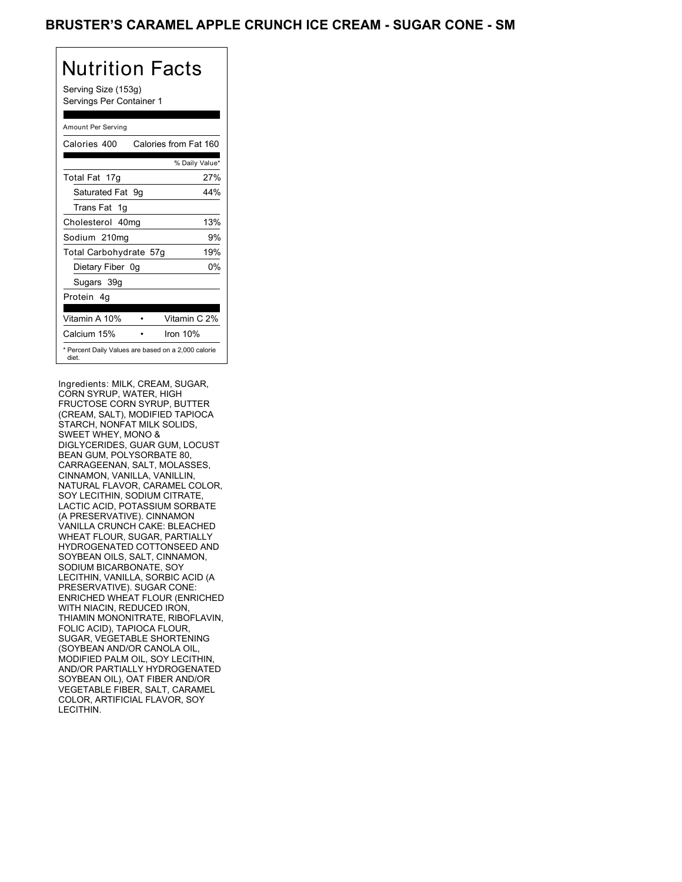# BRUSTER'S CARAMEL APPLE CRUNCH ICE CREAM - SUGAR CONE - SM

## Nutrition Facts

Serving Size (153g)
Servings Per Container 1

Amount Per Serving

| Calories 400 | Calories from Fat 160 |
|---|---|
| | % Daily Value* |
| Total Fat 17g | 27% |
| Saturated Fat 9g | 44% |
| Trans Fat 1g | |
| Cholesterol 40mg | 13% |
| Sodium 210mg | 9% |
| Total Carbohydrate 57g | 19% |
| Dietary Fiber 0g | 0% |
| Sugars 39g | |
| Protein 4g | |

| Vitamin A 10% | • | Vitamin C 2% |
|---|---|---|
| Calcium 15% | • | Iron 10% |

* Percent Daily Values are based on a 2,000 calorie diet.

Ingredients: MILK, CREAM, SUGAR, CORN SYRUP, WATER, HIGH FRUCTOSE CORN SYRUP, BUTTER (CREAM, SALT), MODIFIED TAPIOCA STARCH, NONFAT MILK SOLIDS, SWEET WHEY, MONO & DIGLYCERIDES, GUAR GUM, LOCUST BEAN GUM, POLYSORBATE 80, CARRAGEENAN, SALT, MOLASSES, CINNAMON, VANILLA, VANILLIN, NATURAL FLAVOR, CARAMEL COLOR, SOY LECITHIN, SODIUM CITRATE, LACTIC ACID, POTASSIUM SORBATE (A PRESERVATIVE). CINNAMON VANILLA CRUNCH CAKE: BLEACHED WHEAT FLOUR, SUGAR, PARTIALLY HYDROGENATED COTTONSEED AND SOYBEAN OILS, SALT, CINNAMON, SODIUM BICARBONATE, SOY LECITHIN, VANILLA, SORBIC ACID (A PRESERVATIVE). SUGAR CONE: ENRICHED WHEAT FLOUR (ENRICHED WITH NIACIN, REDUCED IRON, THIAMIN MONONITRATE, RIBOFLAVIN, FOLIC ACID), TAPIOCA FLOUR, SUGAR, VEGETABLE SHORTENING (SOYBEAN AND/OR CANOLA OIL, MODIFIED PALM OIL, SOY LECITHIN, AND/OR PARTIALLY HYDROGENATED SOYBEAN OIL), OAT FIBER AND/OR VEGETABLE FIBER, SALT, CARAMEL COLOR, ARTIFICIAL FLAVOR, SOY LECITHIN.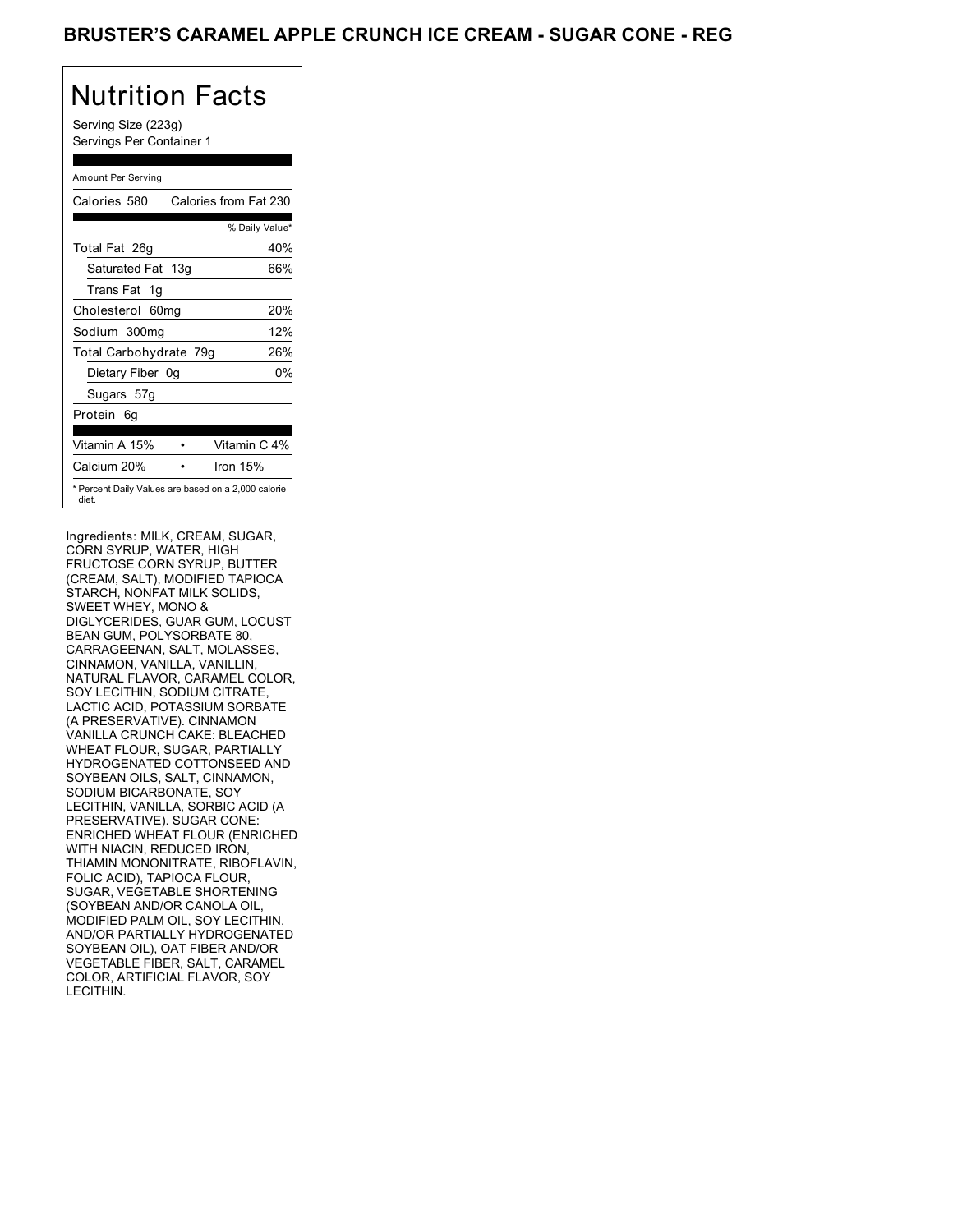# BRUSTER'S CARAMEL APPLE CRUNCH ICE CREAM - SUGAR CONE - REG

## Nutrition Facts

Serving Size (223g)
Servings Per Container 1

| Amount Per Serving | |
|---|---|
| Calories 580 | Calories from Fat 230 |
| | % Daily Value* |
| Total Fat 26g | 40% |
| Saturated Fat 13g | 66% |
| Trans Fat 1g | |
| Cholesterol 60mg | 20% |
| Sodium 300mg | 12% |
| Total Carbohydrate 79g | 26% |
| Dietary Fiber 0g | 0% |
| Sugars 57g | |
| Protein 6g | |

| | |
|---|---|
| Vitamin A 15% | Vitamin C 4% |
| Calcium 20% | Iron 15% |

* Percent Daily Values are based on a 2,000 calorie diet.

Ingredients: MILK, CREAM, SUGAR, CORN SYRUP, WATER, HIGH FRUCTOSE CORN SYRUP, BUTTER (CREAM, SALT), MODIFIED TAPIOCA STARCH, NONFAT MILK SOLIDS, SWEET WHEY, MONO & DIGLYCERIDES, GUAR GUM, LOCUST BEAN GUM, POLYSORBATE 80, CARRAGEENAN, SALT, MOLASSES, CINNAMON, VANILLA, VANILLIN, NATURAL FLAVOR, CARAMEL COLOR, SOY LECITHIN, SODIUM CITRATE, LACTIC ACID, POTASSIUM SORBATE (A PRESERVATIVE). CINNAMON VANILLA CRUNCH CAKE: BLEACHED WHEAT FLOUR, SUGAR, PARTIALLY HYDROGENATED COTTONSEED AND SOYBEAN OILS, SALT, CINNAMON, SODIUM BICARBONATE, SOY LECITHIN, VANILLA, SORBIC ACID (A PRESERVATIVE). SUGAR CONE: ENRICHED WHEAT FLOUR (ENRICHED WITH NIACIN, REDUCED IRON, THIAMIN MONONITRATE, RIBOFLAVIN, FOLIC ACID), TAPIOCA FLOUR, SUGAR, VEGETABLE SHORTENING (SOYBEAN AND/OR CANOLA OIL, MODIFIED PALM OIL, SOY LECITHIN, AND/OR PARTIALLY HYDROGENATED SOYBEAN OIL), OAT FIBER AND/OR VEGETABLE FIBER, SALT, CARAMEL COLOR, ARTIFICIAL FLAVOR, SOY LECITHIN.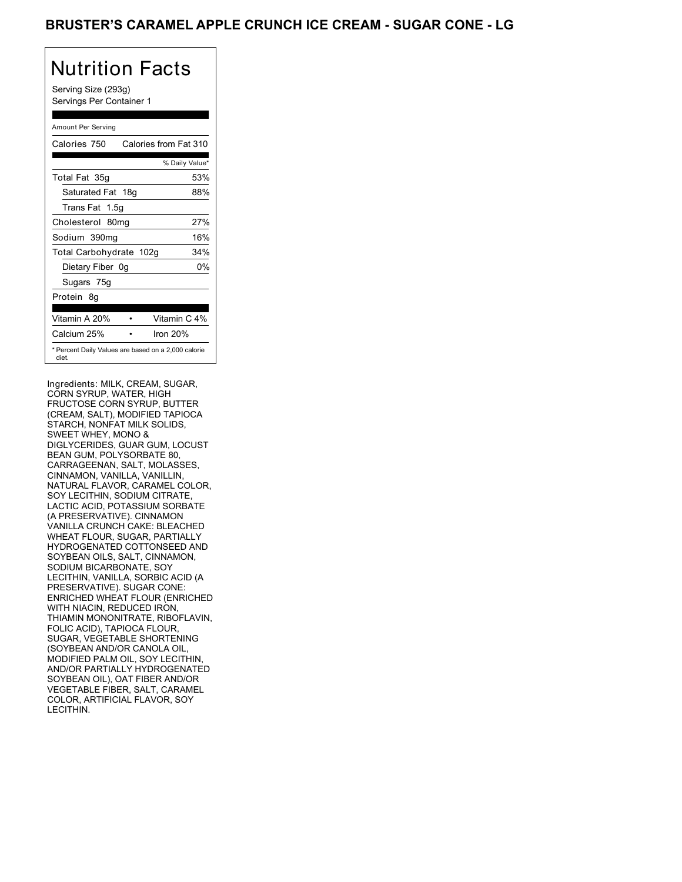# BRUSTER'S CARAMEL APPLE CRUNCH ICE CREAM - SUGAR CONE - LG

## Nutrition Facts

Serving Size (293g)
Servings Per Container 1

Amount Per Serving

| | |
|---|---|
| Calories 750 | Calories from Fat 310 |
| | % Daily Value* |
| Total Fat 35g | 53% |
| Saturated Fat 18g | 88% |
| Trans Fat 1.5g | |
| Cholesterol 80mg | 27% |
| Sodium 390mg | 16% |
| Total Carbohydrate 102g | 34% |
| Dietary Fiber 0g | 0% |
| Sugars 75g | |
| Protein 8g | |
| Vitamin A 20% | Vitamin C 4% |
| Calcium 25% | Iron 20% |

* Percent Daily Values are based on a 2,000 calorie diet.

Ingredients: MILK, CREAM, SUGAR, CORN SYRUP, WATER, HIGH FRUCTOSE CORN SYRUP, BUTTER (CREAM, SALT), MODIFIED TAPIOCA STARCH, NONFAT MILK SOLIDS, SWEET WHEY, MONO & DIGLYCERIDES, GUAR GUM, LOCUST BEAN GUM, POLYSORBATE 80, CARRAGEENAN, SALT, MOLASSES, CINNAMON, VANILLA, VANILLIN, NATURAL FLAVOR, CARAMEL COLOR, SOY LECITHIN, SODIUM CITRATE, LACTIC ACID, POTASSIUM SORBATE (A PRESERVATIVE). CINNAMON VANILLA CRUNCH CAKE: BLEACHED WHEAT FLOUR, SUGAR, PARTIALLY HYDROGENATED COTTONSEED AND SOYBEAN OILS, SALT, CINNAMON, SODIUM BICARBONATE, SOY LECITHIN, VANILLA, SORBIC ACID (A PRESERVATIVE). SUGAR CONE: ENRICHED WHEAT FLOUR (ENRICHED WITH NIACIN, REDUCED IRON, THIAMIN MONONITRATE, RIBOFLAVIN, FOLIC ACID), TAPIOCA FLOUR, SUGAR, VEGETABLE SHORTENING (SOYBEAN AND/OR CANOLA OIL, MODIFIED PALM OIL, SOY LECITHIN, AND/OR PARTIALLY HYDROGENATED SOYBEAN OIL), OAT FIBER AND/OR VEGETABLE FIBER, SALT, CARAMEL COLOR, ARTIFICIAL FLAVOR, SOY LECITHIN.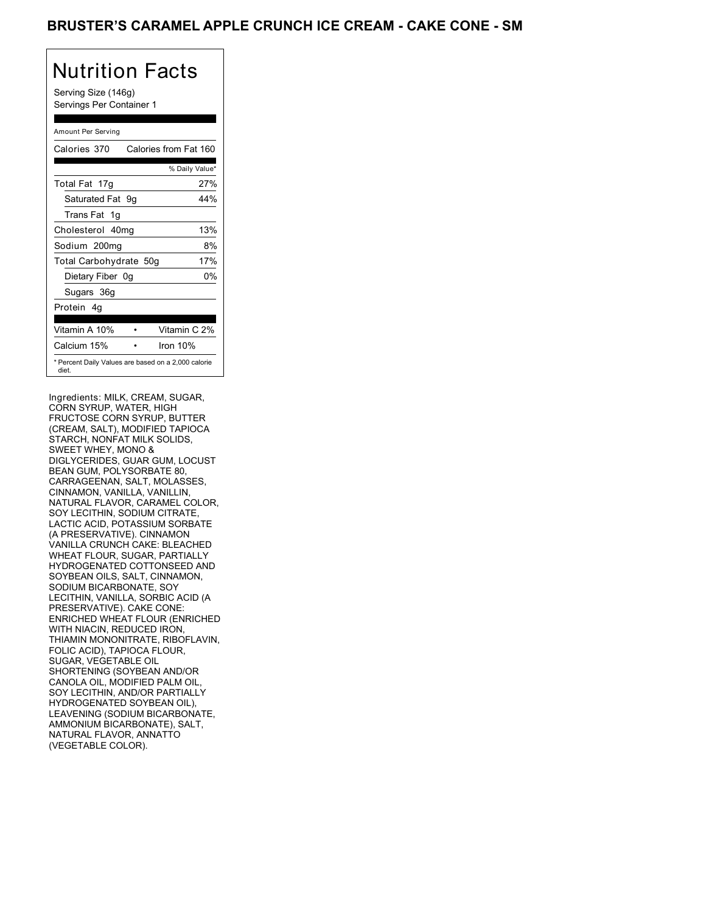# BRUSTER'S CARAMEL APPLE CRUNCH ICE CREAM - CAKE CONE - SM

## Nutrition Facts

Serving Size (146g)
Servings Per Container 1

Amount Per Serving

| Calories 370 | Calories from Fat 160 |
|---|---|
| | % Daily Value* |
| Total Fat 17g | 27% |
| Saturated Fat 9g | 44% |
| Trans Fat 1g | |
| Cholesterol 40mg | 13% |
| Sodium 200mg | 8% |
| Total Carbohydrate 50g | 17% |
| Dietary Fiber 0g | 0% |
| Sugars 36g | |
| Protein 4g | |
| Vitamin A 10% | Vitamin C 2% |
| Calcium 15% | Iron 10% |

* Percent Daily Values are based on a 2,000 calorie diet.

Ingredients: MILK, CREAM, SUGAR, CORN SYRUP, WATER, HIGH FRUCTOSE CORN SYRUP, BUTTER (CREAM, SALT), MODIFIED TAPIOCA STARCH, NONFAT MILK SOLIDS, SWEET WHEY, MONO & DIGLYCERIDES, GUAR GUM, LOCUST BEAN GUM, POLYSORBATE 80, CARRAGEENAN, SALT, MOLASSES, CINNAMON, VANILLA, VANILLIN, NATURAL FLAVOR, CARAMEL COLOR, SOY LECITHIN, SODIUM CITRATE, LACTIC ACID, POTASSIUM SORBATE (A PRESERVATIVE). CINNAMON VANILLA CRUNCH CAKE: BLEACHED WHEAT FLOUR, SUGAR, PARTIALLY HYDROGENATED COTTONSEED AND SOYBEAN OILS, SALT, CINNAMON, SODIUM BICARBONATE, SOY LECITHIN, VANILLA, SORBIC ACID (A PRESERVATIVE). CAKE CONE: ENRICHED WHEAT FLOUR (ENRICHED WITH NIACIN, REDUCED IRON, THIAMIN MONONITRATE, RIBOFLAVIN, FOLIC ACID), TAPIOCA FLOUR, SUGAR, VEGETABLE OIL SHORTENING (SOYBEAN AND/OR CANOLA OIL, MODIFIED PALM OIL, SOY LECITHIN, AND/OR PARTIALLY HYDROGENATED SOYBEAN OIL), LEAVENING (SODIUM BICARBONATE, AMMONIUM BICARBONATE), SALT, NATURAL FLAVOR, ANNATTO (VEGETABLE COLOR).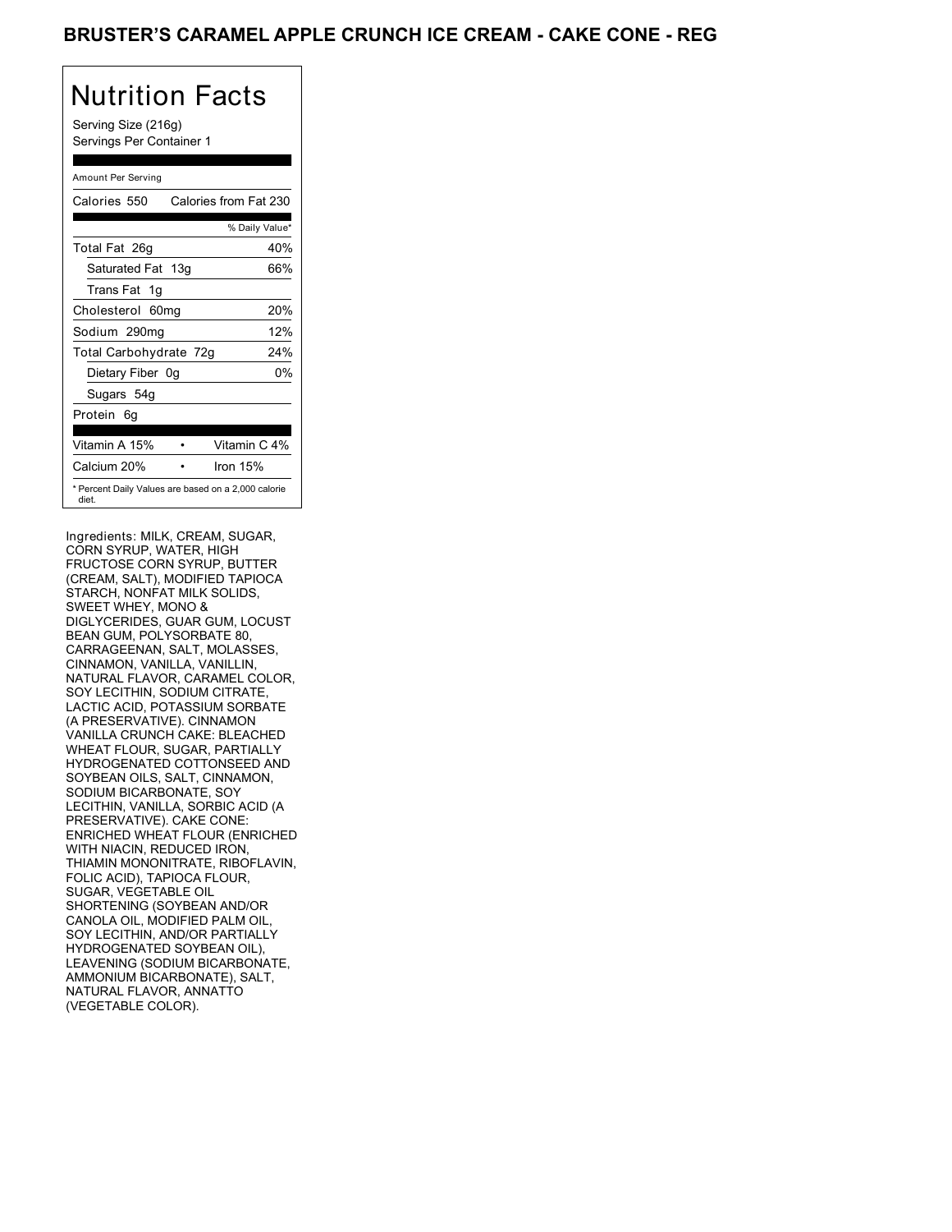# BRUSTER'S CARAMEL APPLE CRUNCH ICE CREAM - CAKE CONE - REG

## Nutrition Facts

Serving Size (216g)
Servings Per Container 1

Amount Per Serving

| Calories 550 | Calories from Fat 230 |
|---|---|
| | % Daily Value* |
| Total Fat 26g | 40% |
| Saturated Fat 13g | 66% |
| Trans Fat 1g | |
| Cholesterol 60mg | 20% |
| Sodium 290mg | 12% |
| Total Carbohydrate 72g | 24% |
| Dietary Fiber 0g | 0% |
| Sugars 54g | |
| Protein 6g | |
| Vitamin A 15% | Vitamin C 4% |
| Calcium 20% | Iron 15% |

* Percent Daily Values are based on a 2,000 calorie diet.

Ingredients: MILK, CREAM, SUGAR, CORN SYRUP, WATER, HIGH FRUCTOSE CORN SYRUP, BUTTER (CREAM, SALT), MODIFIED TAPIOCA STARCH, NONFAT MILK SOLIDS, SWEET WHEY, MONO & DIGLYCERIDES, GUAR GUM, LOCUST BEAN GUM, POLYSORBATE 80, CARRAGEENAN, SALT, MOLASSES, CINNAMON, VANILLA, VANILLIN, NATURAL FLAVOR, CARAMEL COLOR, SOY LECITHIN, SODIUM CITRATE, LACTIC ACID, POTASSIUM SORBATE (A PRESERVATIVE). CINNAMON VANILLA CRUNCH CAKE: BLEACHED WHEAT FLOUR, SUGAR, PARTIALLY HYDROGENATED COTTONSEED AND SOYBEAN OILS, SALT, CINNAMON, SODIUM BICARBONATE, SOY LECITHIN, VANILLA, SORBIC ACID (A PRESERVATIVE). CAKE CONE: ENRICHED WHEAT FLOUR (ENRICHED WITH NIACIN, REDUCED IRON, THIAMIN MONONITRATE, RIBOFLAVIN, FOLIC ACID), TAPIOCA FLOUR, SUGAR, VEGETABLE OIL SHORTENING (SOYBEAN AND/OR CANOLA OIL, MODIFIED PALM OIL, SOY LECITHIN, AND/OR PARTIALLY HYDROGENATED SOYBEAN OIL), LEAVENING (SODIUM BICARBONATE, AMMONIUM BICARBONATE), SALT, NATURAL FLAVOR, ANNATTO (VEGETABLE COLOR).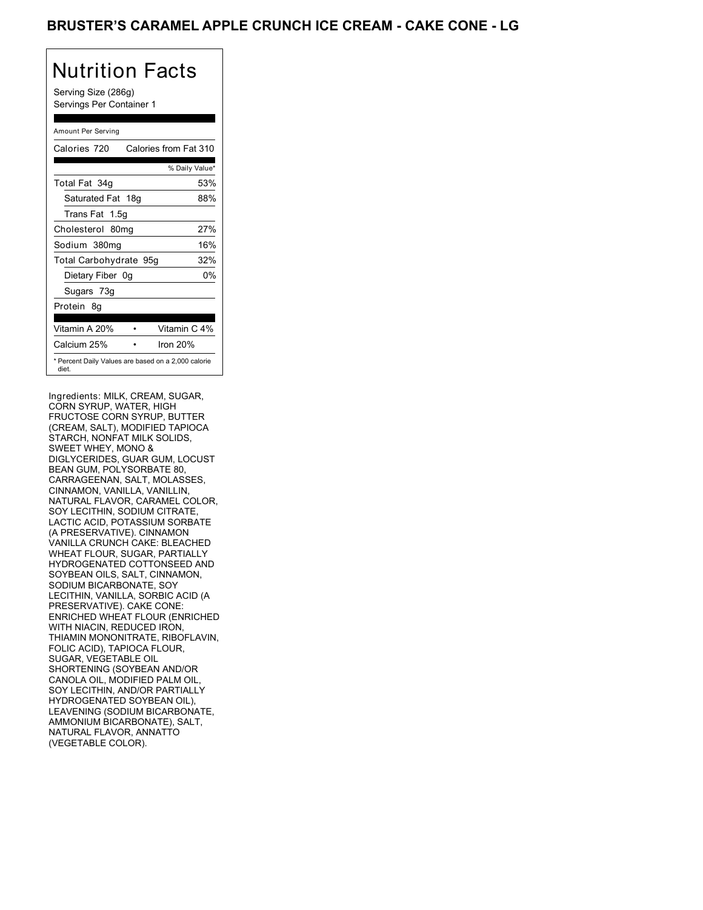# BRUSTER'S CARAMEL APPLE CRUNCH ICE CREAM - CAKE CONE - LG

## Nutrition Facts

Serving Size (286g)
Servings Per Container 1

| Amount Per Serving | |
|---|---|
| Calories 720 | Calories from Fat 310 |
| | % Daily Value* |
| Total Fat 34g | 53% |
| Saturated Fat 18g | 88% |
| Trans Fat 1.5g | |
| Cholesterol 80mg | 27% |
| Sodium 380mg | 16% |
| Total Carbohydrate 95g | 32% |
| Dietary Fiber 0g | 0% |
| Sugars 73g | |
| Protein 8g | |
| Vitamin A 20% | Vitamin C 4% |
| Calcium 25% | Iron 20% |

* Percent Daily Values are based on a 2,000 calorie diet.

Ingredients: MILK, CREAM, SUGAR, CORN SYRUP, WATER, HIGH FRUCTOSE CORN SYRUP, BUTTER (CREAM, SALT), MODIFIED TAPIOCA STARCH, NONFAT MILK SOLIDS, SWEET WHEY, MONO & DIGLYCERIDES, GUAR GUM, LOCUST BEAN GUM, POLYSORBATE 80, CARRAGEENAN, SALT, MOLASSES, CINNAMON, VANILLA, VANILLIN, NATURAL FLAVOR, CARAMEL COLOR, SOY LECITHIN, SODIUM CITRATE, LACTIC ACID, POTASSIUM SORBATE (A PRESERVATIVE). CINNAMON VANILLA CRUNCH CAKE: BLEACHED WHEAT FLOUR, SUGAR, PARTIALLY HYDROGENATED COTTONSEED AND SOYBEAN OILS, SALT, CINNAMON, SODIUM BICARBONATE, SOY LECITHIN, VANILLA, SORBIC ACID (A PRESERVATIVE). CAKE CONE: ENRICHED WHEAT FLOUR (ENRICHED WITH NIACIN, REDUCED IRON, THIAMIN MONONITRATE, RIBOFLAVIN, FOLIC ACID), TAPIOCA FLOUR, SUGAR, VEGETABLE OIL SHORTENING (SOYBEAN AND/OR CANOLA OIL, MODIFIED PALM OIL, SOY LECITHIN, AND/OR PARTIALLY HYDROGENATED SOYBEAN OIL), LEAVENING (SODIUM BICARBONATE, AMMONIUM BICARBONATE), SALT, NATURAL FLAVOR, ANNATTO (VEGETABLE COLOR).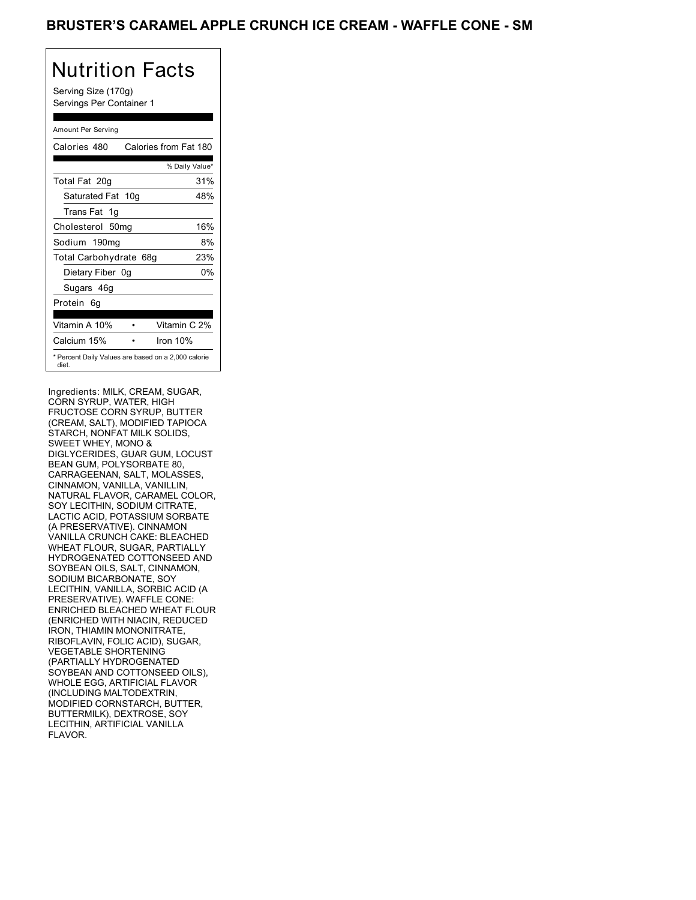# BRUSTER'S CARAMEL APPLE CRUNCH ICE CREAM - WAFFLE CONE - SM

## Nutrition Facts

Serving Size (170g)
Servings Per Container 1

Amount Per Serving

| | |
|---|---|
| Calories 480 | Calories from Fat 180 |
| | % Daily Value* |
| Total Fat 20g | 31% |
| Saturated Fat 10g | 48% |
| Trans Fat 1g | |
| Cholesterol 50mg | 16% |
| Sodium 190mg | 8% |
| Total Carbohydrate 68g | 23% |
| Dietary Fiber 0g | 0% |
| Sugars 46g | |
| Protein 6g | |
| Vitamin A 10% | Vitamin C 2% |
| Calcium 15% | Iron 10% |

* Percent Daily Values are based on a 2,000 calorie diet.

Ingredients: MILK, CREAM, SUGAR, CORN SYRUP, WATER, HIGH FRUCTOSE CORN SYRUP, BUTTER (CREAM, SALT), MODIFIED TAPIOCA STARCH, NONFAT MILK SOLIDS, SWEET WHEY, MONO & DIGLYCERIDES, GUAR GUM, LOCUST BEAN GUM, POLYSORBATE 80, CARRAGEENAN, SALT, MOLASSES, CINNAMON, VANILLA, VANILLIN, NATURAL FLAVOR, CARAMEL COLOR, SOY LECITHIN, SODIUM CITRATE, LACTIC ACID, POTASSIUM SORBATE (A PRESERVATIVE). CINNAMON VANILLA CRUNCH CAKE: BLEACHED WHEAT FLOUR, SUGAR, PARTIALLY HYDROGENATED COTTONSEED AND SOYBEAN OILS, SALT, CINNAMON, SODIUM BICARBONATE, SOY LECITHIN, VANILLA, SORBIC ACID (A PRESERVATIVE). WAFFLE CONE: ENRICHED BLEACHED WHEAT FLOUR (ENRICHED WITH NIACIN, REDUCED IRON, THIAMIN MONONITRATE, RIBOFLAVIN, FOLIC ACID), SUGAR, VEGETABLE SHORTENING (PARTIALLY HYDROGENATED SOYBEAN AND COTTONSEED OILS), WHOLE EGG, ARTIFICIAL FLAVOR (INCLUDING MALTODEXTRIN, MODIFIED CORNSTARCH, BUTTER, BUTTERMILK), DEXTROSE, SOY LECITHIN, ARTIFICIAL VANILLA FLAVOR.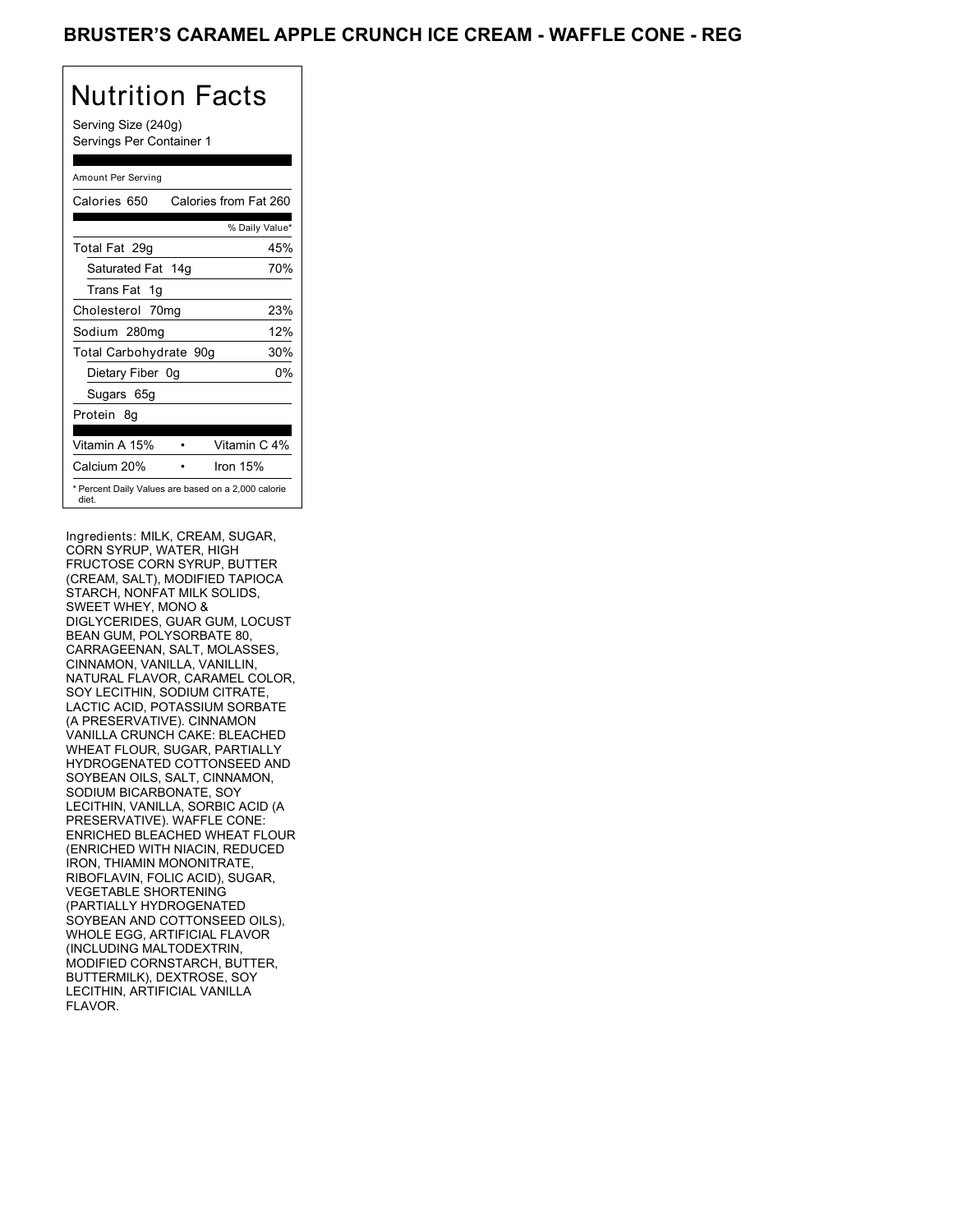# BRUSTER'S CARAMEL APPLE CRUNCH ICE CREAM - WAFFLE CONE - REG

## Nutrition Facts

Serving Size (240g)
Servings Per Container 1

| Amount Per Serving | |
|---|---|
| Calories 650 | Calories from Fat 260 |
| | % Daily Value* |
| Total Fat 29g | 45% |
| Saturated Fat 14g | 70% |
| Trans Fat 1g | |
| Cholesterol 70mg | 23% |
| Sodium 280mg | 12% |
| Total Carbohydrate 90g | 30% |
| Dietary Fiber 0g | 0% |
| Sugars 65g | |
| Protein 8g | |
| Vitamin A 15% | Vitamin C 4% |
| Calcium 20% | Iron 15% |

\* Percent Daily Values are based on a 2,000 calorie diet.

Ingredients: MILK, CREAM, SUGAR, CORN SYRUP, WATER, HIGH FRUCTOSE CORN SYRUP, BUTTER (CREAM, SALT), MODIFIED TAPIOCA STARCH, NONFAT MILK SOLIDS, SWEET WHEY, MONO & DIGLYCERIDES, GUAR GUM, LOCUST BEAN GUM, POLYSORBATE 80, CARRAGEENAN, SALT, MOLASSES, CINNAMON, VANILLA, VANILLIN, NATURAL FLAVOR, CARAMEL COLOR, SOY LECITHIN, SODIUM CITRATE, LACTIC ACID, POTASSIUM SORBATE (A PRESERVATIVE). CINNAMON VANILLA CRUNCH CAKE: BLEACHED WHEAT FLOUR, SUGAR, PARTIALLY HYDROGENATED COTTONSEED AND SOYBEAN OILS, SALT, CINNAMON, SODIUM BICARBONATE, SOY LECITHIN, VANILLA, SORBIC ACID (A PRESERVATIVE). WAFFLE CONE: ENRICHED BLEACHED WHEAT FLOUR (ENRICHED WITH NIACIN, REDUCED IRON, THIAMIN MONONITRATE, RIBOFLAVIN, FOLIC ACID), SUGAR, VEGETABLE SHORTENING (PARTIALLY HYDROGENATED SOYBEAN AND COTTONSEED OILS), WHOLE EGG, ARTIFICIAL FLAVOR (INCLUDING MALTODEXTRIN, MODIFIED CORNSTARCH, BUTTER, BUTTERMILK), DEXTROSE, SOY LECITHIN, ARTIFICIAL VANILLA FLAVOR.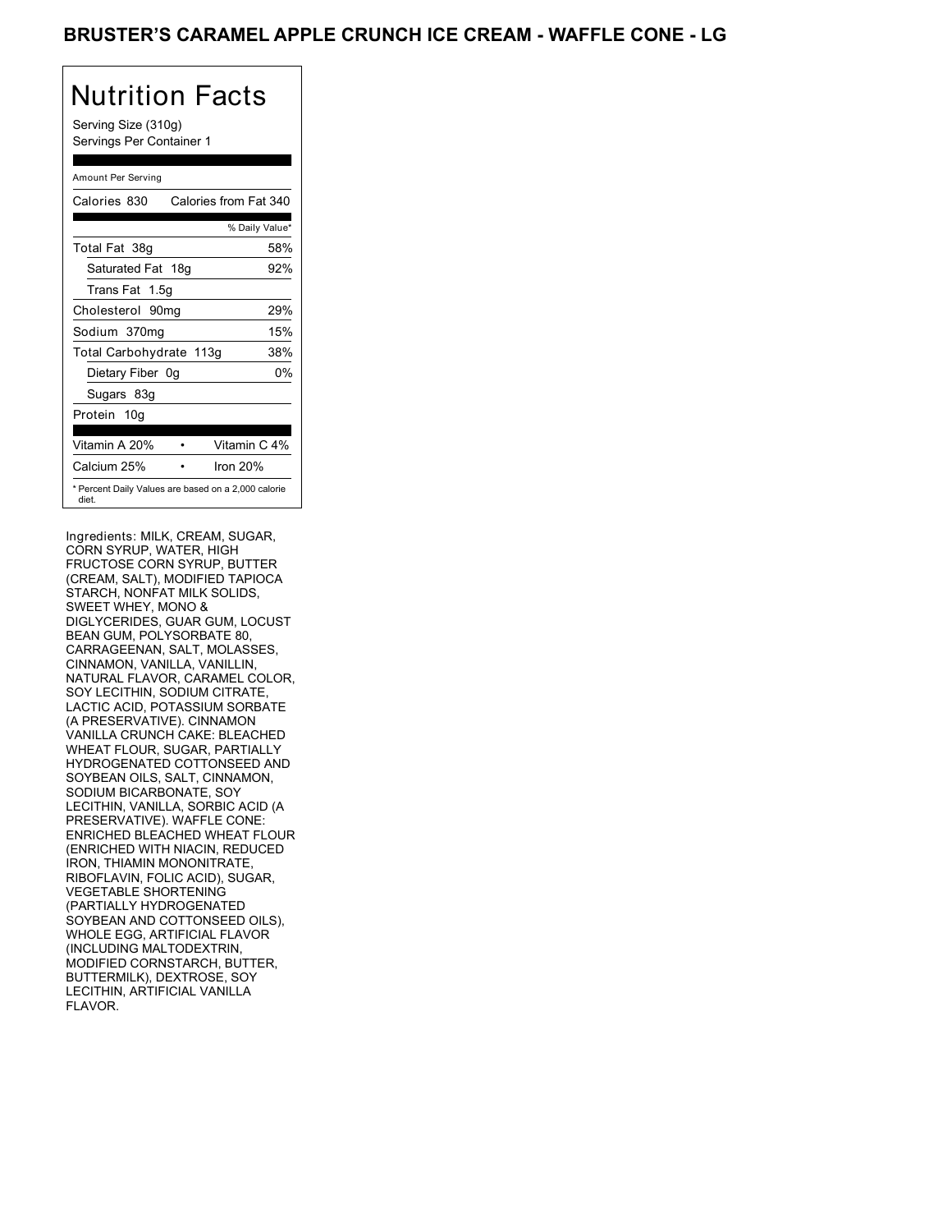# BRUSTER'S CARAMEL APPLE CRUNCH ICE CREAM - WAFFLE CONE - LG

## Nutrition Facts

Serving Size (310g)
Servings Per Container 1

Amount Per Serving

| | |
|---|---|
| Calories 830 | Calories from Fat 340 |
| | % Daily Value* |
| Total Fat 38g | 58% |
| Saturated Fat 18g | 92% |
| Trans Fat 1.5g | |
| Cholesterol 90mg | 29% |
| Sodium 370mg | 15% |
| Total Carbohydrate 113g | 38% |
| Dietary Fiber 0g | 0% |
| Sugars 83g | |
| Protein 10g | |
| Vitamin A 20% | Vitamin C 4% |
| Calcium 25% | Iron 20% |

* Percent Daily Values are based on a 2,000 calorie diet.

Ingredients: MILK, CREAM, SUGAR, CORN SYRUP, WATER, HIGH FRUCTOSE CORN SYRUP, BUTTER (CREAM, SALT), MODIFIED TAPIOCA STARCH, NONFAT MILK SOLIDS, SWEET WHEY, MONO & DIGLYCERIDES, GUAR GUM, LOCUST BEAN GUM, POLYSORBATE 80, CARRAGEENAN, SALT, MOLASSES, CINNAMON, VANILLA, VANILLIN, NATURAL FLAVOR, CARAMEL COLOR, SOY LECITHIN, SODIUM CITRATE, LACTIC ACID, POTASSIUM SORBATE (A PRESERVATIVE). CINNAMON VANILLA CRUNCH CAKE: BLEACHED WHEAT FLOUR, SUGAR, PARTIALLY HYDROGENATED COTTONSEED AND SOYBEAN OILS, SALT, CINNAMON, SODIUM BICARBONATE, SOY LECITHIN, VANILLA, SORBIC ACID (A PRESERVATIVE). WAFFLE CONE: ENRICHED BLEACHED WHEAT FLOUR (ENRICHED WITH NIACIN, REDUCED IRON, THIAMIN MONONITRATE, RIBOFLAVIN, FOLIC ACID), SUGAR, VEGETABLE SHORTENING (PARTIALLY HYDROGENATED SOYBEAN AND COTTONSEED OILS), WHOLE EGG, ARTIFICIAL FLAVOR (INCLUDING MALTODEXTRIN, MODIFIED CORNSTARCH, BUTTER, BUTTERMILK), DEXTROSE, SOY LECITHIN, ARTIFICIAL VANILLA FLAVOR.